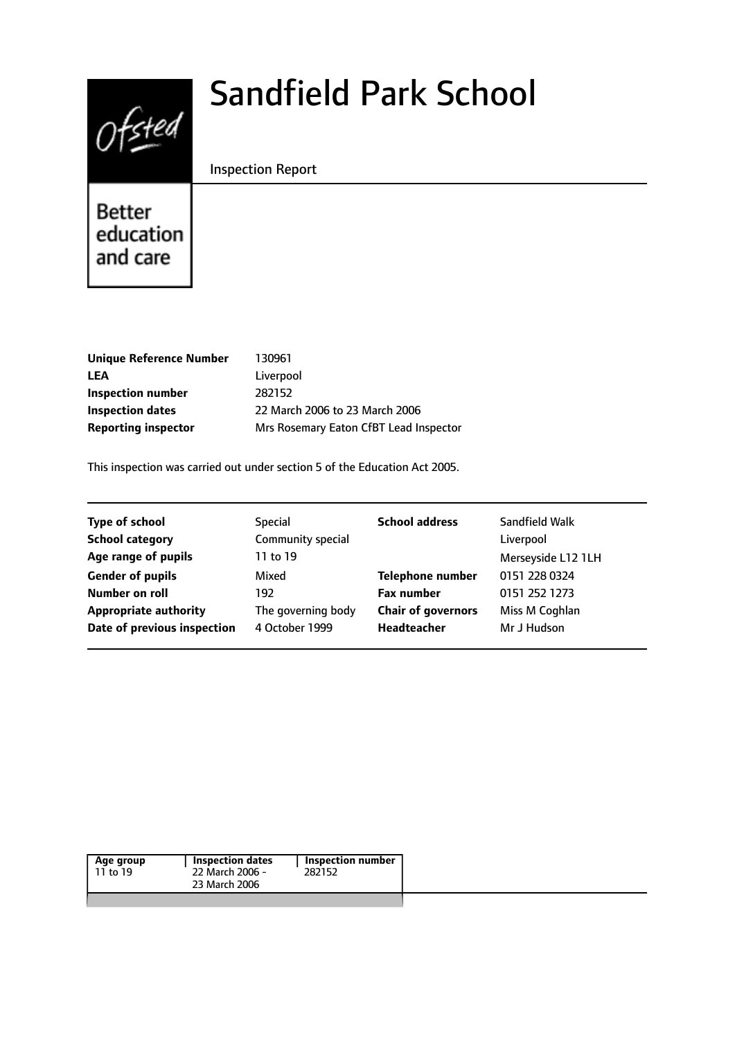Ofsted

Better education and care

# Sandfield Park School

Inspection Report

| | |
|---|---|
| **Unique Reference Number** | 130961 |
| **LEA** | Liverpool |
| **Inspection number** | 282152 |
| **Inspection dates** | 22 March 2006 to 23 March 2006 |
| **Reporting inspector** | Mrs Rosemary Eaton CfBT Lead Inspector |

This inspection was carried out under section 5 of the Education Act 2005.

| | | | |
|---|---|---|---|
| **Type of school** | Special | **School address** | Sandfield Walk |
| **School category** | Community special | | Liverpool |
| **Age range of pupils** | 11 to 19 | | Merseyside L12 1LH |
| **Gender of pupils** | Mixed | **Telephone number** | 0151 228 0324 |
| **Number on roll** | 192 | **Fax number** | 0151 252 1273 |
| **Appropriate authority** | The governing body | **Chair of governors** | Miss M Coghlan |
| **Date of previous inspection** | 4 October 1999 | **Headteacher** | Mr J Hudson |

| Age group | Inspection dates | Inspection number |
|---|---|---|
| 11 to 19 | 22 March 2006 - 23 March 2006 | 282152 |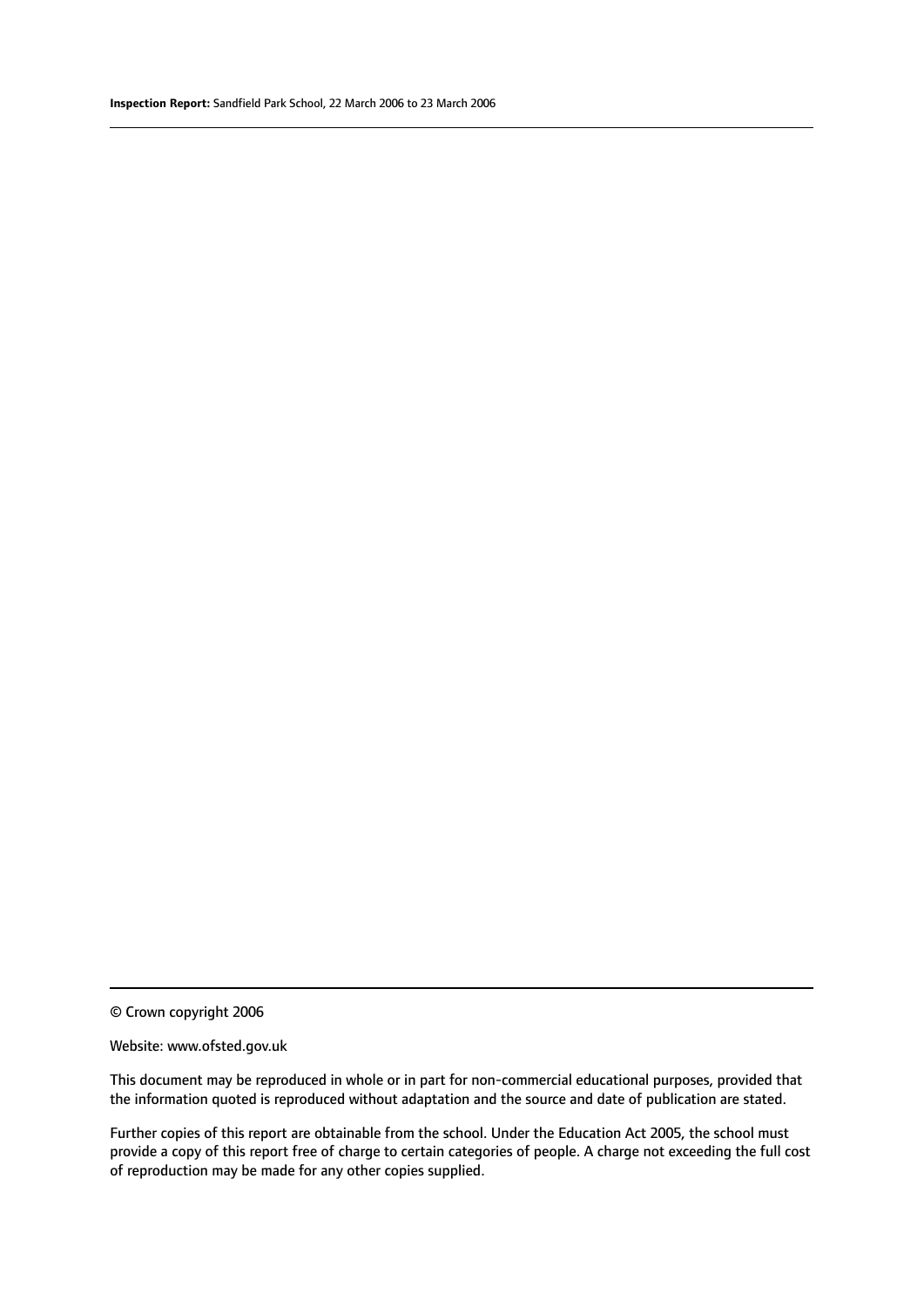© Crown copyright 2006

Website: www.ofsted.gov.uk

This document may be reproduced in whole or in part for non-commercial educational purposes, provided that the information quoted is reproduced without adaptation and the source and date of publication are stated.

Further copies of this report are obtainable from the school. Under the Education Act 2005, the school must provide a copy of this report free of charge to certain categories of people. A charge not exceeding the full cost of reproduction may be made for any other copies supplied.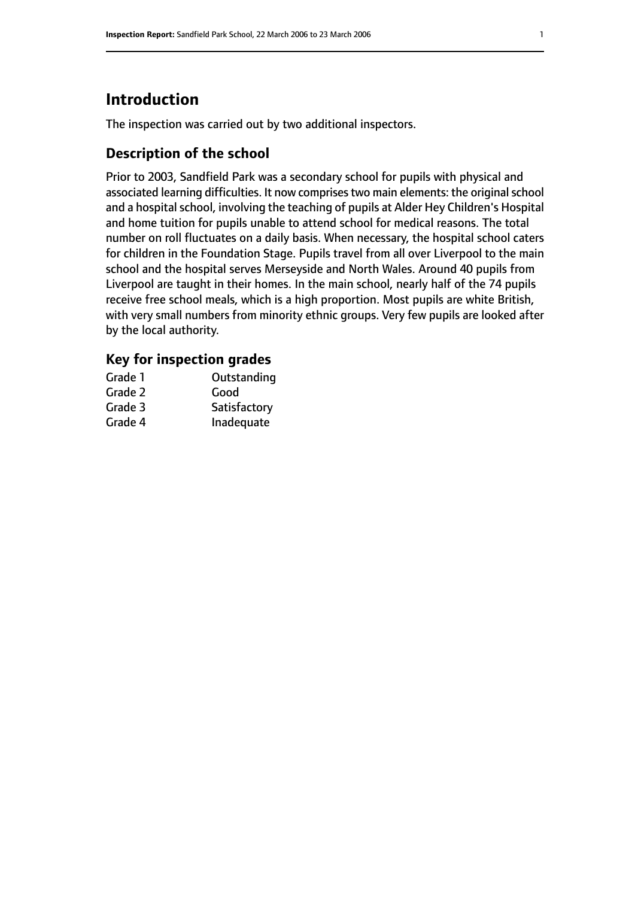# Introduction

The inspection was carried out by two additional inspectors.

## Description of the school

Prior to 2003, Sandfield Park was a secondary school for pupils with physical and associated learning difficulties. It now comprises two main elements: the original school and a hospital school, involving the teaching of pupils at Alder Hey Children's Hospital and home tuition for pupils unable to attend school for medical reasons. The total number on roll fluctuates on a daily basis. When necessary, the hospital school caters for children in the Foundation Stage. Pupils travel from all over Liverpool to the main school and the hospital serves Merseyside and North Wales. Around 40 pupils from Liverpool are taught in their homes. In the main school, nearly half of the 74 pupils receive free school meals, which is a high proportion. Most pupils are white British, with very small numbers from minority ethnic groups. Very few pupils are looked after by the local authority.

## Key for inspection grades

| | |
|---|---|
| Grade 1 | Outstanding |
| Grade 2 | Good |
| Grade 3 | Satisfactory |
| Grade 4 | Inadequate |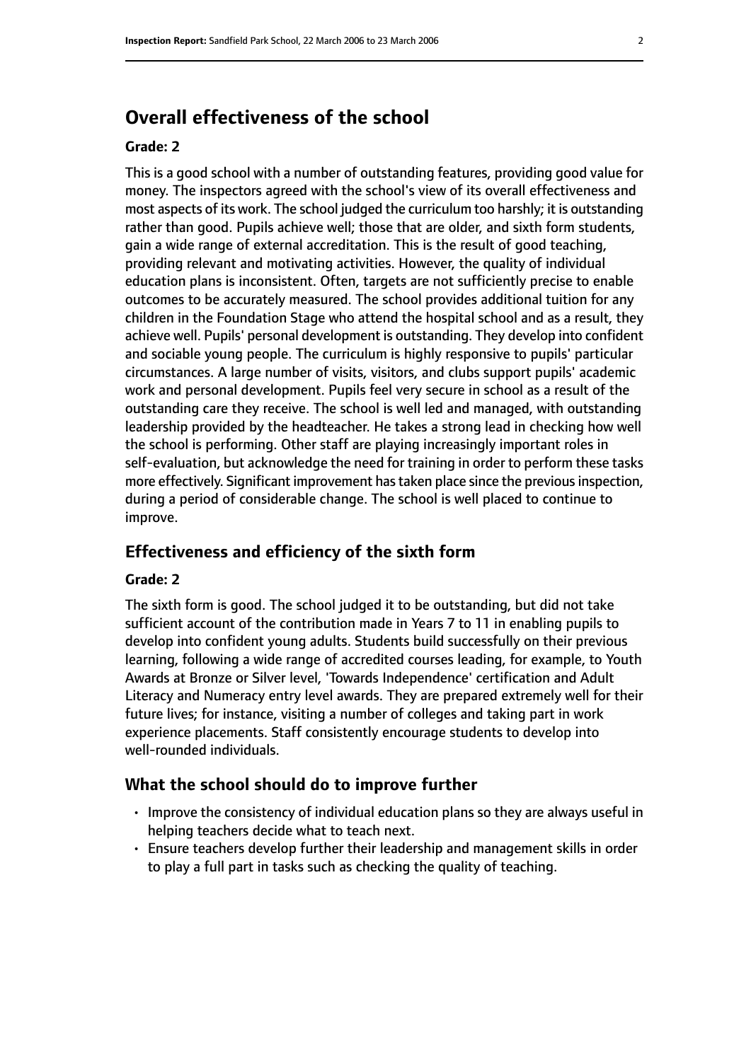# Overall effectiveness of the school

**Grade: 2**

This is a good school with a number of outstanding features, providing good value for money. The inspectors agreed with the school's view of its overall effectiveness and most aspects of its work. The school judged the curriculum too harshly; it is outstanding rather than good. Pupils achieve well; those that are older, and sixth form students, gain a wide range of external accreditation. This is the result of good teaching, providing relevant and motivating activities. However, the quality of individual education plans is inconsistent. Often, targets are not sufficiently precise to enable outcomes to be accurately measured. The school provides additional tuition for any children in the Foundation Stage who attend the hospital school and as a result, they achieve well. Pupils' personal development is outstanding. They develop into confident and sociable young people. The curriculum is highly responsive to pupils' particular circumstances. A large number of visits, visitors, and clubs support pupils' academic work and personal development. Pupils feel very secure in school as a result of the outstanding care they receive. The school is well led and managed, with outstanding leadership provided by the headteacher. He takes a strong lead in checking how well the school is performing. Other staff are playing increasingly important roles in self-evaluation, but acknowledge the need for training in order to perform these tasks more effectively. Significant improvement has taken place since the previous inspection, during a period of considerable change. The school is well placed to continue to improve.

## Effectiveness and efficiency of the sixth form

**Grade: 2**

The sixth form is good. The school judged it to be outstanding, but did not take sufficient account of the contribution made in Years 7 to 11 in enabling pupils to develop into confident young adults. Students build successfully on their previous learning, following a wide range of accredited courses leading, for example, to Youth Awards at Bronze or Silver level, 'Towards Independence' certification and Adult Literacy and Numeracy entry level awards. They are prepared extremely well for their future lives; for instance, visiting a number of colleges and taking part in work experience placements. Staff consistently encourage students to develop into well-rounded individuals.

## What the school should do to improve further

- Improve the consistency of individual education plans so they are always useful in helping teachers decide what to teach next.
- Ensure teachers develop further their leadership and management skills in order to play a full part in tasks such as checking the quality of teaching.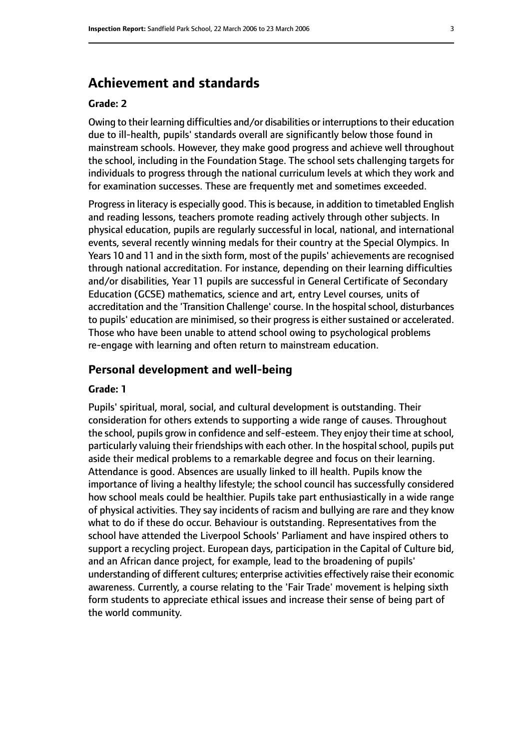## Achievement and standards

**Grade: 2**

Owing to their learning difficulties and/or disabilities or interruptions to their education due to ill-health, pupils' standards overall are significantly below those found in mainstream schools. However, they make good progress and achieve well throughout the school, including in the Foundation Stage. The school sets challenging targets for individuals to progress through the national curriculum levels at which they work and for examination successes. These are frequently met and sometimes exceeded.

Progress in literacy is especially good. This is because, in addition to timetabled English and reading lessons, teachers promote reading actively through other subjects. In physical education, pupils are regularly successful in local, national, and international events, several recently winning medals for their country at the Special Olympics. In Years 10 and 11 and in the sixth form, most of the pupils' achievements are recognised through national accreditation. For instance, depending on their learning difficulties and/or disabilities, Year 11 pupils are successful in General Certificate of Secondary Education (GCSE) mathematics, science and art, entry Level courses, units of accreditation and the 'Transition Challenge' course. In the hospital school, disturbances to pupils' education are minimised, so their progress is either sustained or accelerated. Those who have been unable to attend school owing to psychological problems re-engage with learning and often return to mainstream education.

## Personal development and well-being

**Grade: 1**

Pupils' spiritual, moral, social, and cultural development is outstanding. Their consideration for others extends to supporting a wide range of causes. Throughout the school, pupils grow in confidence and self-esteem. They enjoy their time at school, particularly valuing their friendships with each other. In the hospital school, pupils put aside their medical problems to a remarkable degree and focus on their learning. Attendance is good. Absences are usually linked to ill health. Pupils know the importance of living a healthy lifestyle; the school council has successfully considered how school meals could be healthier. Pupils take part enthusiastically in a wide range of physical activities. They say incidents of racism and bullying are rare and they know what to do if these do occur. Behaviour is outstanding. Representatives from the school have attended the Liverpool Schools' Parliament and have inspired others to support a recycling project. European days, participation in the Capital of Culture bid, and an African dance project, for example, lead to the broadening of pupils' understanding of different cultures; enterprise activities effectively raise their economic awareness. Currently, a course relating to the 'Fair Trade' movement is helping sixth form students to appreciate ethical issues and increase their sense of being part of the world community.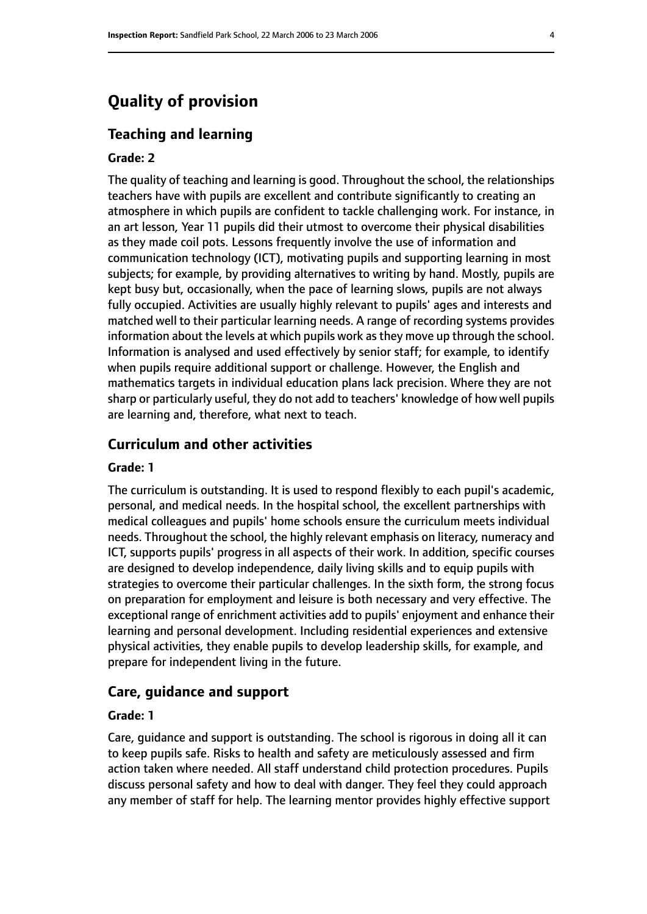# Quality of provision

## Teaching and learning

### Grade: 2

The quality of teaching and learning is good. Throughout the school, the relationships teachers have with pupils are excellent and contribute significantly to creating an atmosphere in which pupils are confident to tackle challenging work. For instance, in an art lesson, Year 11 pupils did their utmost to overcome their physical disabilities as they made coil pots. Lessons frequently involve the use of information and communication technology (ICT), motivating pupils and supporting learning in most subjects; for example, by providing alternatives to writing by hand. Mostly, pupils are kept busy but, occasionally, when the pace of learning slows, pupils are not always fully occupied. Activities are usually highly relevant to pupils' ages and interests and matched well to their particular learning needs. A range of recording systems provides information about the levels at which pupils work as they move up through the school. Information is analysed and used effectively by senior staff; for example, to identify when pupils require additional support or challenge. However, the English and mathematics targets in individual education plans lack precision. Where they are not sharp or particularly useful, they do not add to teachers' knowledge of how well pupils are learning and, therefore, what next to teach.

## Curriculum and other activities

### Grade: 1

The curriculum is outstanding. It is used to respond flexibly to each pupil's academic, personal, and medical needs. In the hospital school, the excellent partnerships with medical colleagues and pupils' home schools ensure the curriculum meets individual needs. Throughout the school, the highly relevant emphasis on literacy, numeracy and ICT, supports pupils' progress in all aspects of their work. In addition, specific courses are designed to develop independence, daily living skills and to equip pupils with strategies to overcome their particular challenges. In the sixth form, the strong focus on preparation for employment and leisure is both necessary and very effective. The exceptional range of enrichment activities add to pupils' enjoyment and enhance their learning and personal development. Including residential experiences and extensive physical activities, they enable pupils to develop leadership skills, for example, and prepare for independent living in the future.

## Care, guidance and support

### Grade: 1

Care, guidance and support is outstanding. The school is rigorous in doing all it can to keep pupils safe. Risks to health and safety are meticulously assessed and firm action taken where needed. All staff understand child protection procedures. Pupils discuss personal safety and how to deal with danger. They feel they could approach any member of staff for help. The learning mentor provides highly effective support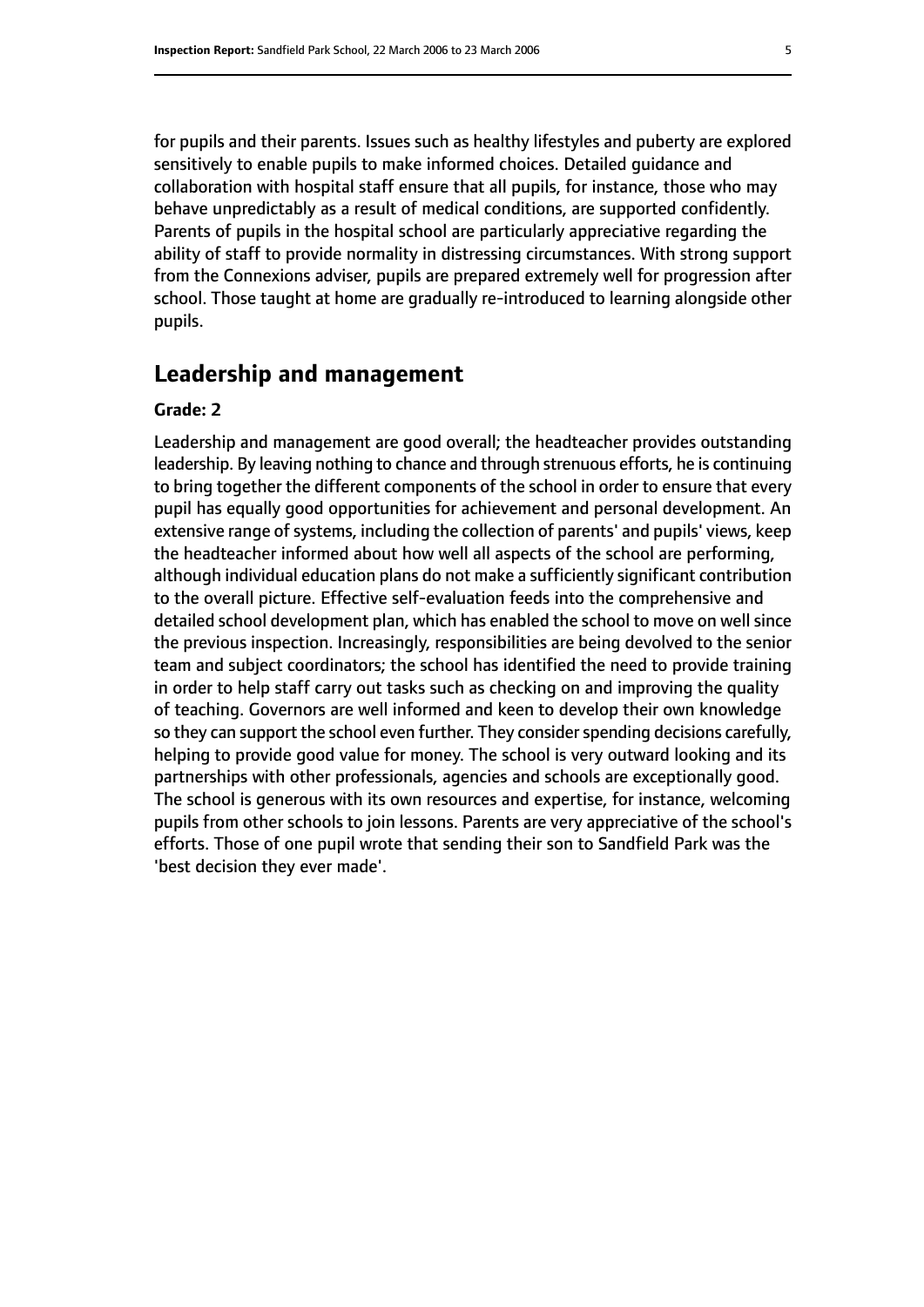for pupils and their parents. Issues such as healthy lifestyles and puberty are explored sensitively to enable pupils to make informed choices. Detailed guidance and collaboration with hospital staff ensure that all pupils, for instance, those who may behave unpredictably as a result of medical conditions, are supported confidently. Parents of pupils in the hospital school are particularly appreciative regarding the ability of staff to provide normality in distressing circumstances. With strong support from the Connexions adviser, pupils are prepared extremely well for progression after school. Those taught at home are gradually re-introduced to learning alongside other pupils.

## Leadership and management

**Grade: 2**

Leadership and management are good overall; the headteacher provides outstanding leadership. By leaving nothing to chance and through strenuous efforts, he is continuing to bring together the different components of the school in order to ensure that every pupil has equally good opportunities for achievement and personal development. An extensive range of systems, including the collection of parents' and pupils' views, keep the headteacher informed about how well all aspects of the school are performing, although individual education plans do not make a sufficiently significant contribution to the overall picture. Effective self-evaluation feeds into the comprehensive and detailed school development plan, which has enabled the school to move on well since the previous inspection. Increasingly, responsibilities are being devolved to the senior team and subject coordinators; the school has identified the need to provide training in order to help staff carry out tasks such as checking on and improving the quality of teaching. Governors are well informed and keen to develop their own knowledge so they can support the school even further. They consider spending decisions carefully, helping to provide good value for money. The school is very outward looking and its partnerships with other professionals, agencies and schools are exceptionally good. The school is generous with its own resources and expertise, for instance, welcoming pupils from other schools to join lessons. Parents are very appreciative of the school's efforts. Those of one pupil wrote that sending their son to Sandfield Park was the 'best decision they ever made'.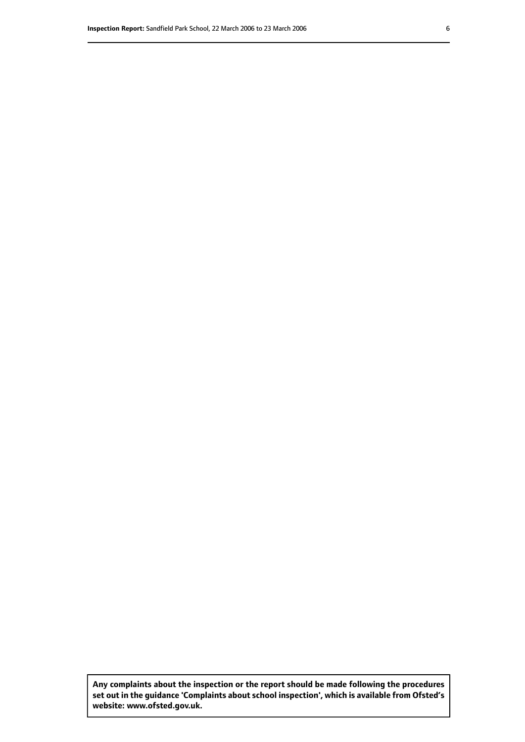**Any complaints about the inspection or the report should be made following the procedures set out in the guidance 'Complaints about school inspection', which is available from Ofsted's website: www.ofsted.gov.uk.**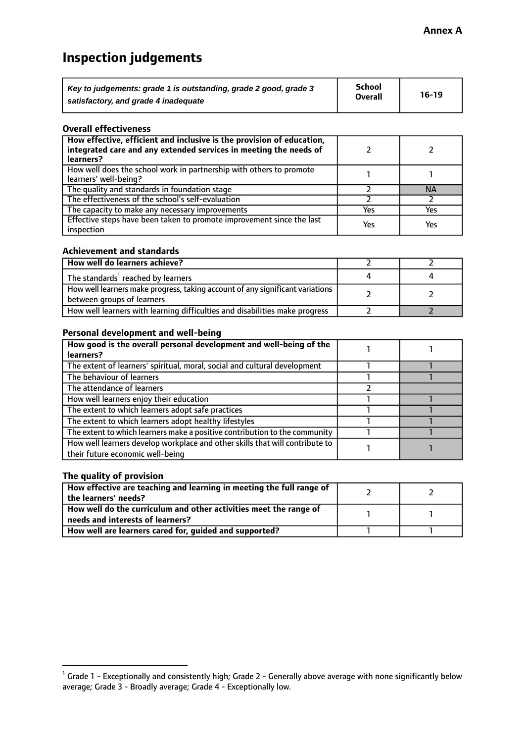**Annex A**

# Inspection judgements

| *Key to judgements: grade 1 is outstanding, grade 2 good, grade 3 satisfactory, and grade 4 inadequate* | School Overall | 16-19 |
|---|---|---|

### Overall effectiveness

| | | |
|---|---|---|
| **How effective, efficient and inclusive is the provision of education, integrated care and any extended services in meeting the needs of learners?** | 2 | 2 |
| How well does the school work in partnership with others to promote learners' well-being? | 1 | 1 |
| The quality and standards in foundation stage | 2 | NA |
| The effectiveness of the school's self-evaluation | 2 | 2 |
| The capacity to make any necessary improvements | Yes | Yes |
| Effective steps have been taken to promote improvement since the last inspection | Yes | Yes |

### Achievement and standards

| | | |
|---|---|---|
| **How well do learners achieve?** | 2 | 2 |
| The standards[1] reached by learners | 4 | 4 |
| How well learners make progress, taking account of any significant variations between groups of learners | 2 | 2 |
| How well learners with learning difficulties and disabilities make progress | 2 | 2 |

### Personal development and well-being

| | | |
|---|---|---|
| **How good is the overall personal development and well-being of the learners?** | 1 | 1 |
| The extent of learners' spiritual, moral, social and cultural development | 1 | 1 |
| The behaviour of learners | 1 | 1 |
| The attendance of learners | 2 | |
| How well learners enjoy their education | 1 | 1 |
| The extent to which learners adopt safe practices | 1 | 1 |
| The extent to which learners adopt healthy lifestyles | 1 | 1 |
| The extent to which learners make a positive contribution to the community | 1 | 1 |
| How well learners develop workplace and other skills that will contribute to their future economic well-being | 1 | 1 |

### The quality of provision

| | | |
|---|---|---|
| **How effective are teaching and learning in meeting the full range of the learners' needs?** | 2 | 2 |
| **How well do the curriculum and other activities meet the range of needs and interests of learners?** | 1 | 1 |
| **How well are learners cared for, guided and supported?** | 1 | 1 |

[1] Grade 1 - Exceptionally and consistently high; Grade 2 - Generally above average with none significantly below average; Grade 3 - Broadly average; Grade 4 - Exceptionally low.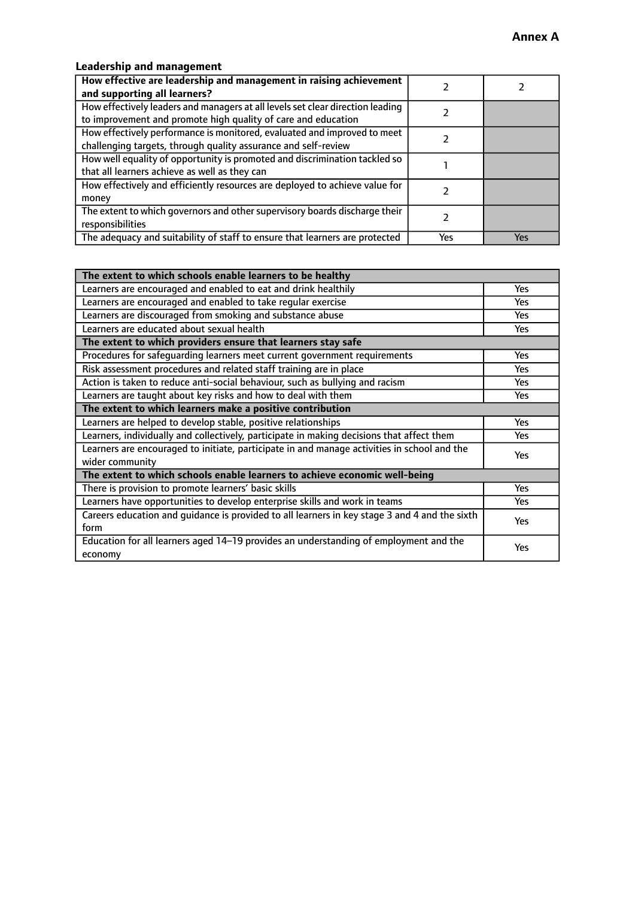**Annex A**

### Leadership and management

| **How effective are leadership and management in raising achievement and supporting all learners?** | 2 | 2 |
|---|---|---|
| How effectively leaders and managers at all levels set clear direction leading to improvement and promote high quality of care and education | 2 | |
| How effectively performance is monitored, evaluated and improved to meet challenging targets, through quality assurance and self-review | 2 | |
| How well equality of opportunity is promoted and discrimination tackled so that all learners achieve as well as they can | 1 | |
| How effectively and efficiently resources are deployed to achieve value for money | 2 | |
| The extent to which governors and other supervisory boards discharge their responsibilities | 2 | |
| The adequacy and suitability of staff to ensure that learners are protected | Yes | Yes |

| **The extent to which schools enable learners to be healthy** | |
|---|---|
| Learners are encouraged and enabled to eat and drink healthily | Yes |
| Learners are encouraged and enabled to take regular exercise | Yes |
| Learners are discouraged from smoking and substance abuse | Yes |
| Learners are educated about sexual health | Yes |
| **The extent to which providers ensure that learners stay safe** | |
| Procedures for safeguarding learners meet current government requirements | Yes |
| Risk assessment procedures and related staff training are in place | Yes |
| Action is taken to reduce anti-social behaviour, such as bullying and racism | Yes |
| Learners are taught about key risks and how to deal with them | Yes |
| **The extent to which learners make a positive contribution** | |
| Learners are helped to develop stable, positive relationships | Yes |
| Learners, individually and collectively, participate in making decisions that affect them | Yes |
| Learners are encouraged to initiate, participate in and manage activities in school and the wider community | Yes |
| **The extent to which schools enable learners to achieve economic well-being** | |
| There is provision to promote learners' basic skills | Yes |
| Learners have opportunities to develop enterprise skills and work in teams | Yes |
| Careers education and guidance is provided to all learners in key stage 3 and 4 and the sixth form | Yes |
| Education for all learners aged 14–19 provides an understanding of employment and the economy | Yes |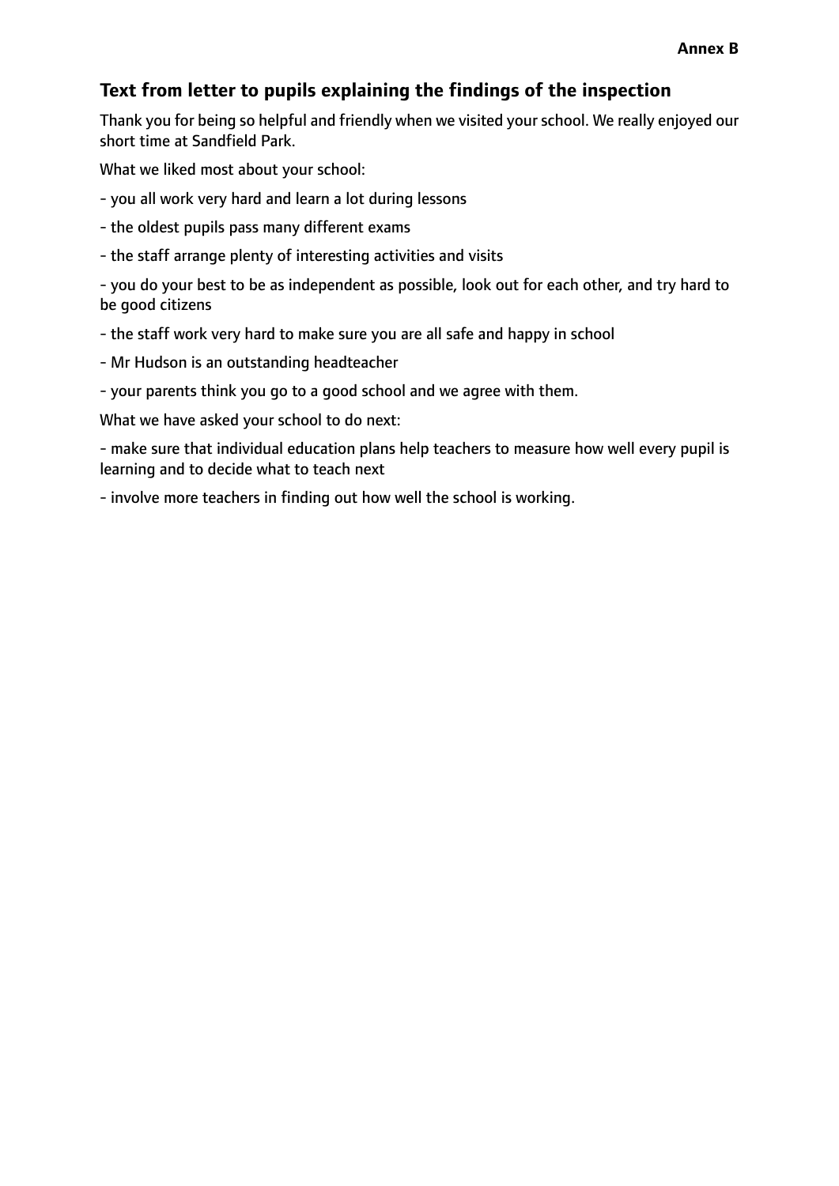Annex B

## Text from letter to pupils explaining the findings of the inspection

Thank you for being so helpful and friendly when we visited your school. We really enjoyed our short time at Sandfield Park.

What we liked most about your school:

- you all work very hard and learn a lot during lessons
- the oldest pupils pass many different exams
- the staff arrange plenty of interesting activities and visits
- you do your best to be as independent as possible, look out for each other, and try hard to be good citizens
- the staff work very hard to make sure you are all safe and happy in school
- Mr Hudson is an outstanding headteacher
- your parents think you go to a good school and we agree with them.

What we have asked your school to do next:

- make sure that individual education plans help teachers to measure how well every pupil is learning and to decide what to teach next
- involve more teachers in finding out how well the school is working.